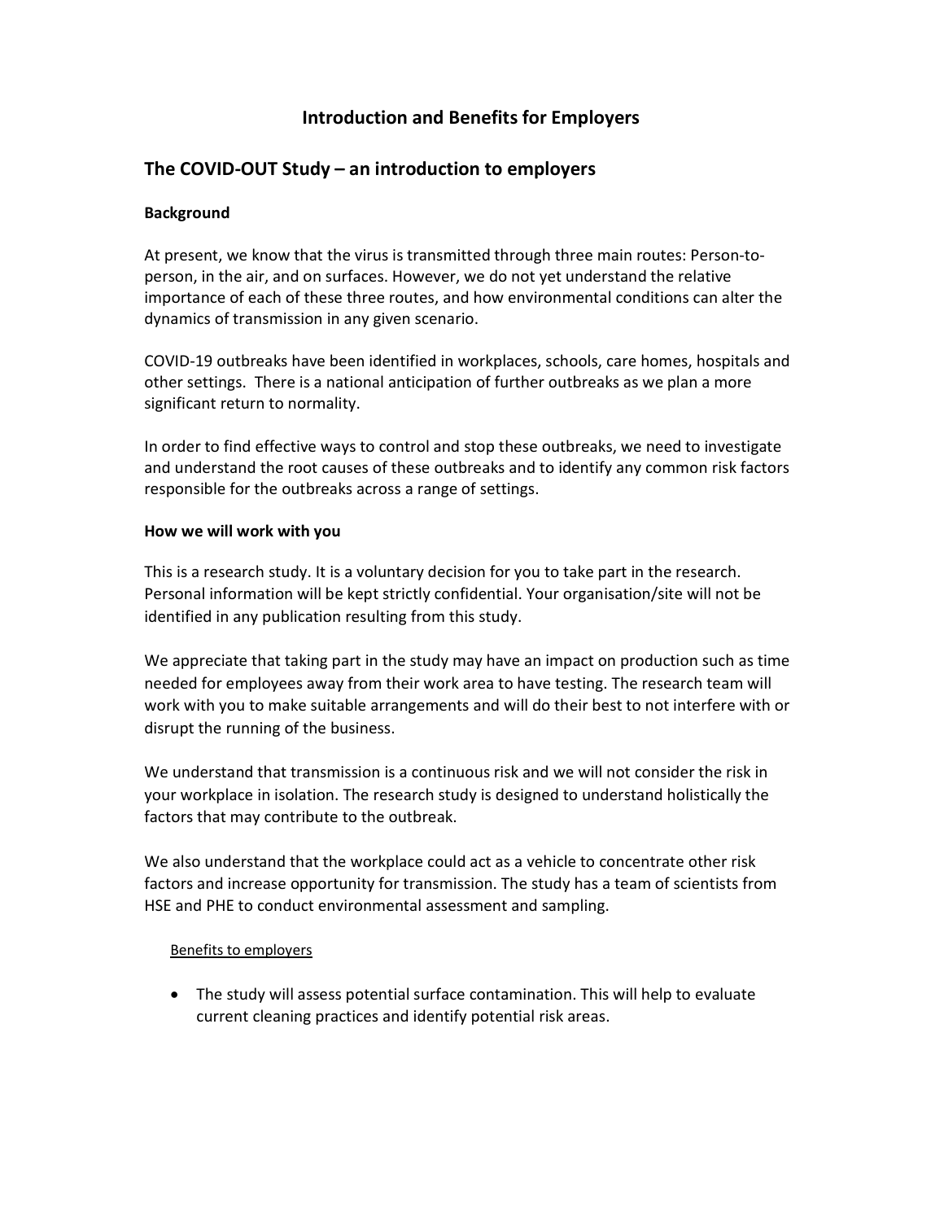# Introduction and Benefits for Employers

## The COVID-OUT Study – an introduction to employers

**Background**

At present, we know that the virus is transmitted through three main routes: Person-to-person, in the air, and on surfaces. However, we do not yet understand the relative importance of each of these three routes, and how environmental conditions can alter the dynamics of transmission in any given scenario.

COVID-19 outbreaks have been identified in workplaces, schools, care homes, hospitals and other settings. There is a national anticipation of further outbreaks as we plan a more significant return to normality.

In order to find effective ways to control and stop these outbreaks, we need to investigate and understand the root causes of these outbreaks and to identify any common risk factors responsible for the outbreaks across a range of settings.

**How we will work with you**

This is a research study. It is a voluntary decision for you to take part in the research. Personal information will be kept strictly confidential. Your organisation/site will not be identified in any publication resulting from this study.

We appreciate that taking part in the study may have an impact on production such as time needed for employees away from their work area to have testing. The research team will work with you to make suitable arrangements and will do their best to not interfere with or disrupt the running of the business.

We understand that transmission is a continuous risk and we will not consider the risk in your workplace in isolation. The research study is designed to understand holistically the factors that may contribute to the outbreak.

We also understand that the workplace could act as a vehicle to concentrate other risk factors and increase opportunity for transmission. The study has a team of scientists from HSE and PHE to conduct environmental assessment and sampling.

<u>Benefits to employers</u>

- The study will assess potential surface contamination. This will help to evaluate current cleaning practices and identify potential risk areas.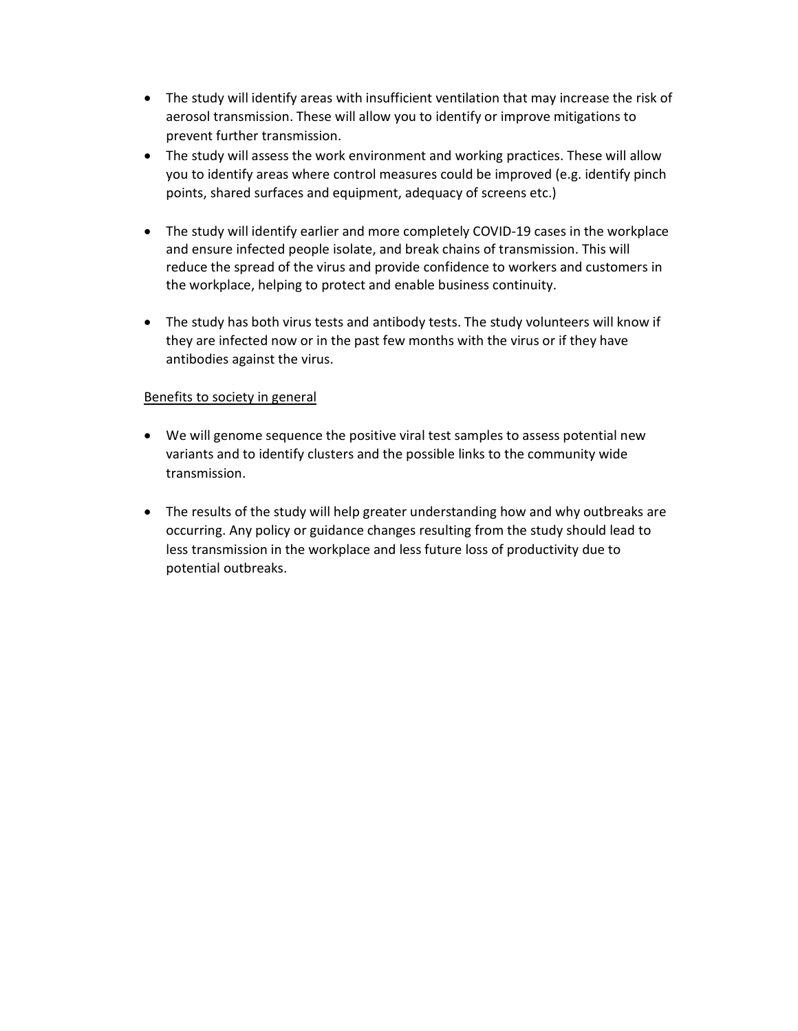- The study will identify areas with insufficient ventilation that may increase the risk of aerosol transmission. These will allow you to identify or improve mitigations to prevent further transmission.
- The study will assess the work environment and working practices. These will allow you to identify areas where control measures could be improved (e.g. identify pinch points, shared surfaces and equipment, adequacy of screens etc.)

- The study will identify earlier and more completely COVID-19 cases in the workplace and ensure infected people isolate, and break chains of transmission. This will reduce the spread of the virus and provide confidence to workers and customers in the workplace, helping to protect and enable business continuity.

- The study has both virus tests and antibody tests. The study volunteers will know if they are infected now or in the past few months with the virus or if they have antibodies against the virus.

<u>Benefits to society in general</u>

- We will genome sequence the positive viral test samples to assess potential new variants and to identify clusters and the possible links to the community wide transmission.

- The results of the study will help greater understanding how and why outbreaks are occurring. Any policy or guidance changes resulting from the study should lead to less transmission in the workplace and less future loss of productivity due to potential outbreaks.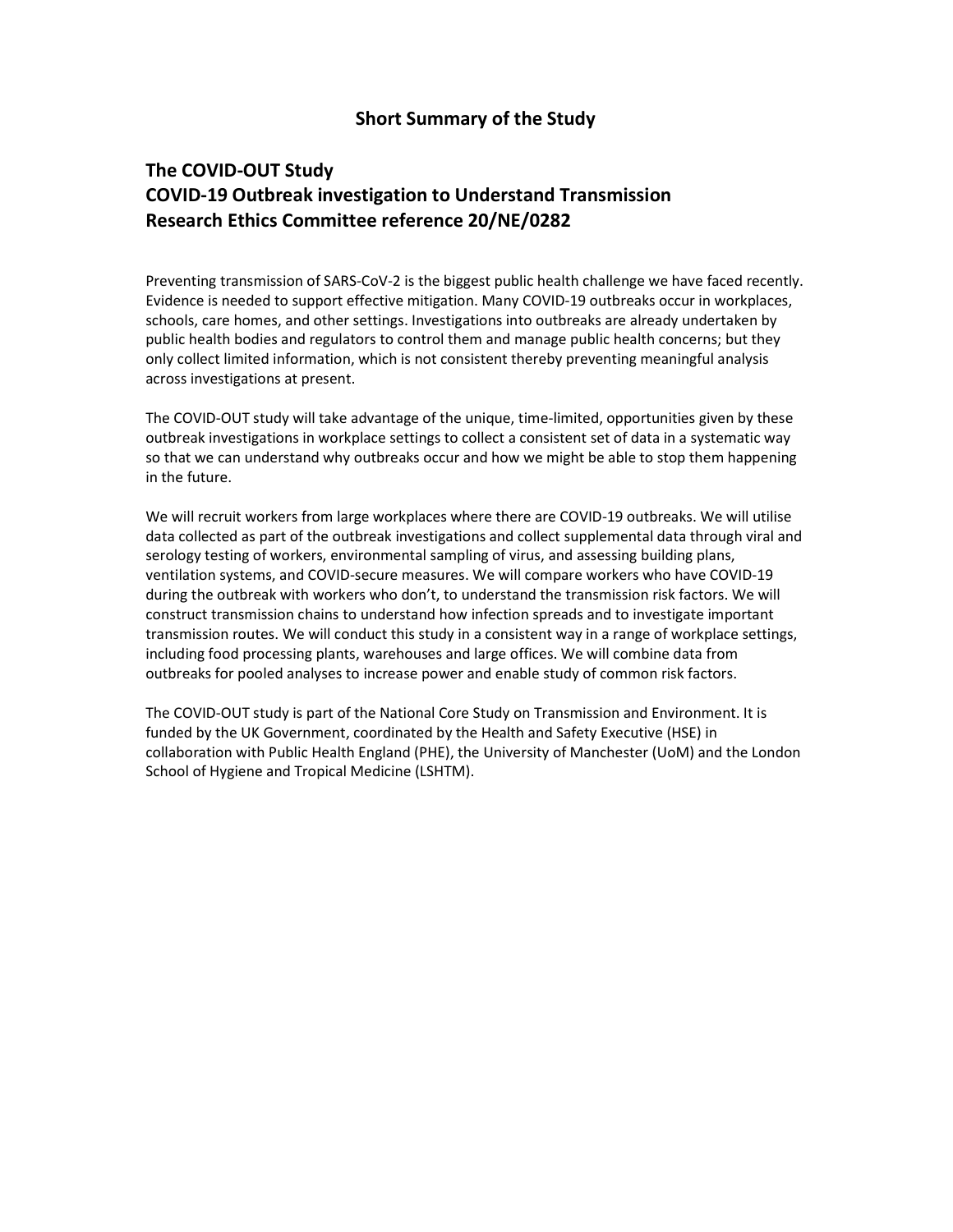## Short Summary of the Study

### The COVID-OUT Study
### COVID-19 Outbreak investigation to Understand Transmission
### Research Ethics Committee reference 20/NE/0282

Preventing transmission of SARS-CoV-2 is the biggest public health challenge we have faced recently. Evidence is needed to support effective mitigation. Many COVID-19 outbreaks occur in workplaces, schools, care homes, and other settings. Investigations into outbreaks are already undertaken by public health bodies and regulators to control them and manage public health concerns; but they only collect limited information, which is not consistent thereby preventing meaningful analysis across investigations at present.

The COVID-OUT study will take advantage of the unique, time-limited, opportunities given by these outbreak investigations in workplace settings to collect a consistent set of data in a systematic way so that we can understand why outbreaks occur and how we might be able to stop them happening in the future.

We will recruit workers from large workplaces where there are COVID-19 outbreaks. We will utilise data collected as part of the outbreak investigations and collect supplemental data through viral and serology testing of workers, environmental sampling of virus, and assessing building plans, ventilation systems, and COVID-secure measures. We will compare workers who have COVID-19 during the outbreak with workers who don't, to understand the transmission risk factors. We will construct transmission chains to understand how infection spreads and to investigate important transmission routes. We will conduct this study in a consistent way in a range of workplace settings, including food processing plants, warehouses and large offices. We will combine data from outbreaks for pooled analyses to increase power and enable study of common risk factors.

The COVID-OUT study is part of the National Core Study on Transmission and Environment. It is funded by the UK Government, coordinated by the Health and Safety Executive (HSE) in collaboration with Public Health England (PHE), the University of Manchester (UoM) and the London School of Hygiene and Tropical Medicine (LSHTM).